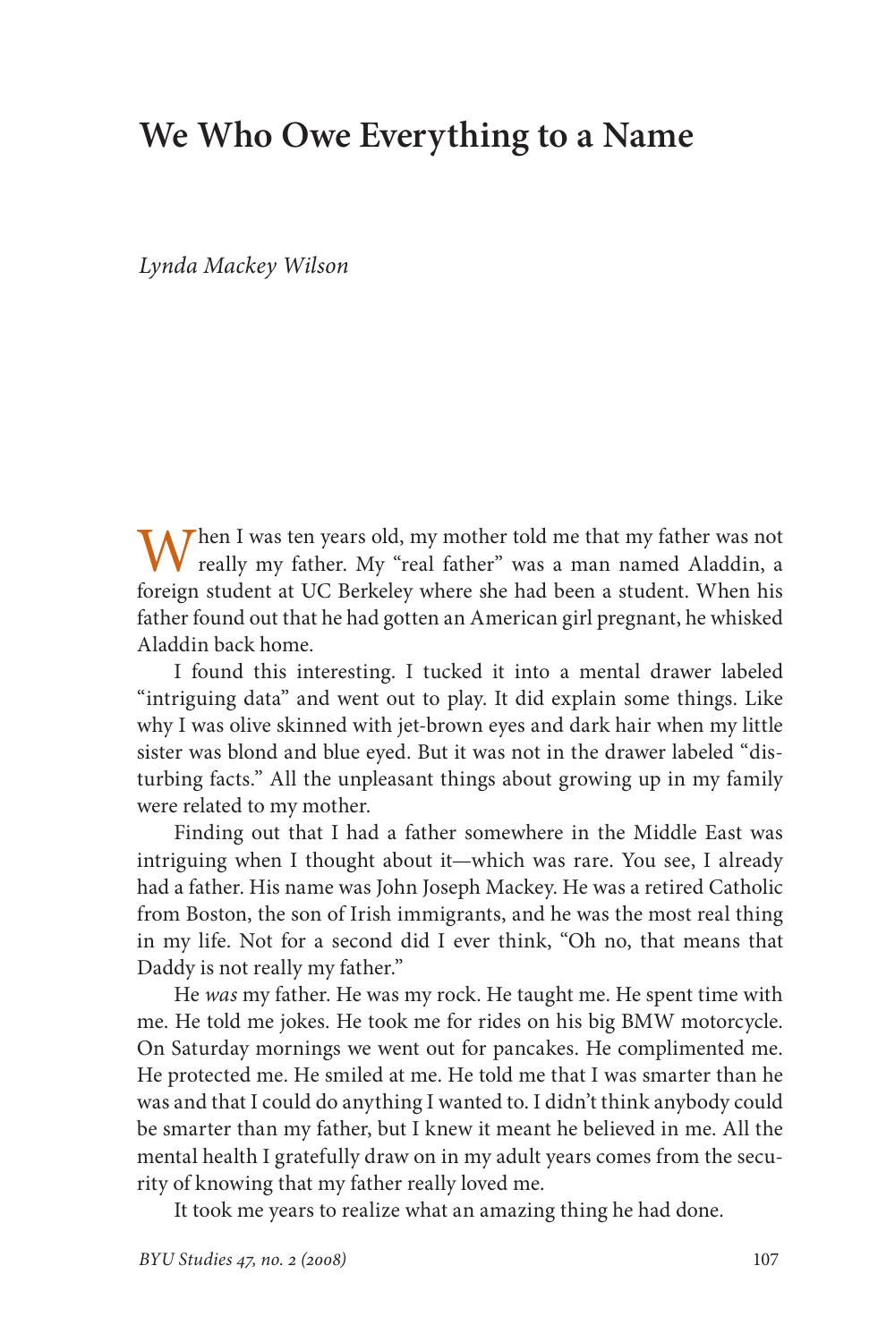# We Who Owe Everything to a Name

*Lynda Mackey Wilson*

When I was ten years old, my mother told me that my father was not really my father. My "real father" was a man named Aladdin, a foreign student at UC Berkeley where she had been a student. When his father found out that he had gotten an American girl pregnant, he whisked Aladdin back home.

I found this interesting. I tucked it into a mental drawer labeled "intriguing data" and went out to play. It did explain some things. Like why I was olive skinned with jet-brown eyes and dark hair when my little sister was blond and blue eyed. But it was not in the drawer labeled "disturbing facts." All the unpleasant things about growing up in my family were related to my mother.

Finding out that I had a father somewhere in the Middle East was intriguing when I thought about it—which was rare. You see, I already had a father. His name was John Joseph Mackey. He was a retired Catholic from Boston, the son of Irish immigrants, and he was the most real thing in my life. Not for a second did I ever think, "Oh no, that means that Daddy is not really my father."

He *was* my father. He was my rock. He taught me. He spent time with me. He told me jokes. He took me for rides on his big BMW motorcycle. On Saturday mornings we went out for pancakes. He complimented me. He protected me. He smiled at me. He told me that I was smarter than he was and that I could do anything I wanted to. I didn't think anybody could be smarter than my father, but I knew it meant he believed in me. All the mental health I gratefully draw on in my adult years comes from the security of knowing that my father really loved me.

It took me years to realize what an amazing thing he had done.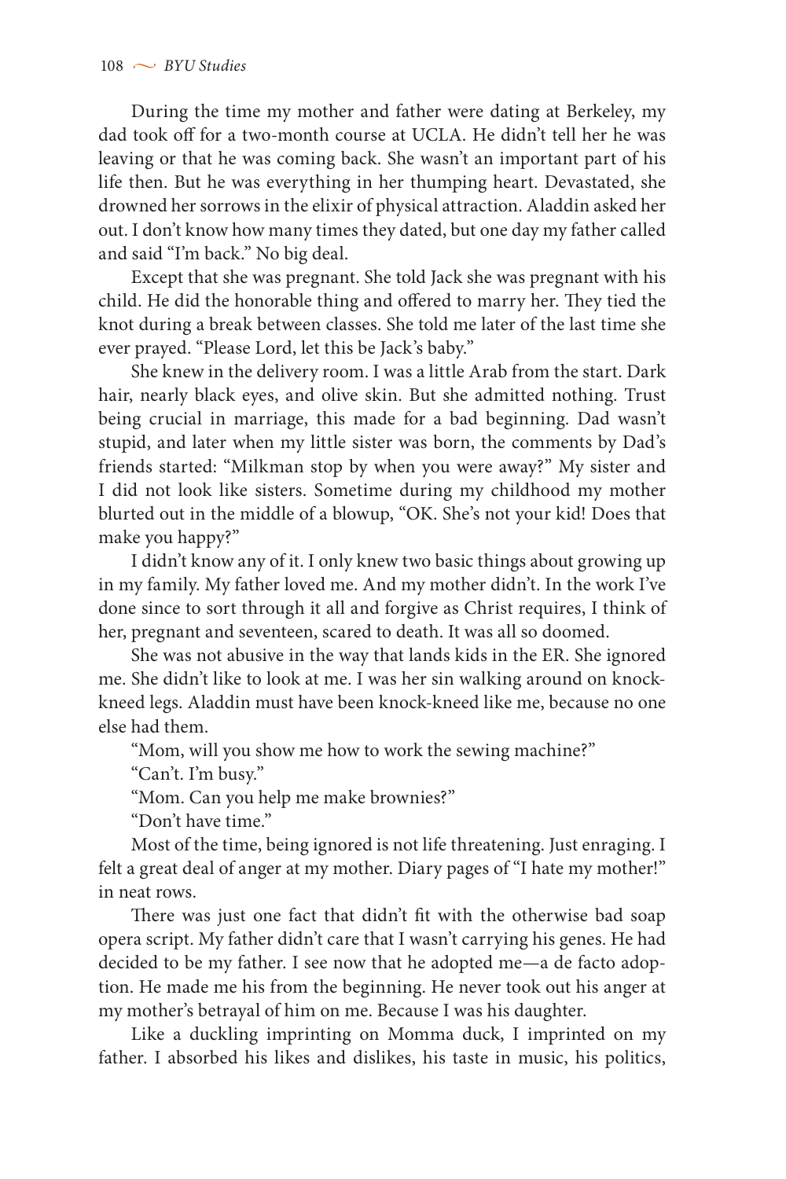During the time my mother and father were dating at Berkeley, my dad took off for a two-month course at UCLA. He didn't tell her he was leaving or that he was coming back. She wasn't an important part of his life then. But he was everything in her thumping heart. Devastated, she drowned her sorrows in the elixir of physical attraction. Aladdin asked her out. I don't know how many times they dated, but one day my father called and said "I'm back." No big deal.

Except that she was pregnant. She told Jack she was pregnant with his child. He did the honorable thing and offered to marry her. They tied the knot during a break between classes. She told me later of the last time she ever prayed. "Please Lord, let this be Jack's baby."

She knew in the delivery room. I was a little Arab from the start. Dark hair, nearly black eyes, and olive skin. But she admitted nothing. Trust being crucial in marriage, this made for a bad beginning. Dad wasn't stupid, and later when my little sister was born, the comments by Dad's friends started: "Milkman stop by when you were away?" My sister and I did not look like sisters. Sometime during my childhood my mother blurted out in the middle of a blowup, "OK. She's not your kid! Does that make you happy?"

I didn't know any of it. I only knew two basic things about growing up in my family. My father loved me. And my mother didn't. In the work I've done since to sort through it all and forgive as Christ requires, I think of her, pregnant and seventeen, scared to death. It was all so doomed.

She was not abusive in the way that lands kids in the ER. She ignored me. She didn't like to look at me. I was her sin walking around on knock-kneed legs. Aladdin must have been knock-kneed like me, because no one else had them.

"Mom, will you show me how to work the sewing machine?"

"Can't. I'm busy."

"Mom. Can you help me make brownies?"

"Don't have time."

Most of the time, being ignored is not life threatening. Just enraging. I felt a great deal of anger at my mother. Diary pages of "I hate my mother!" in neat rows.

There was just one fact that didn't fit with the otherwise bad soap opera script. My father didn't care that I wasn't carrying his genes. He had decided to be my father. I see now that he adopted me—a de facto adoption. He made me his from the beginning. He never took out his anger at my mother's betrayal of him on me. Because I was his daughter.

Like a duckling imprinting on Momma duck, I imprinted on my father. I absorbed his likes and dislikes, his taste in music, his politics,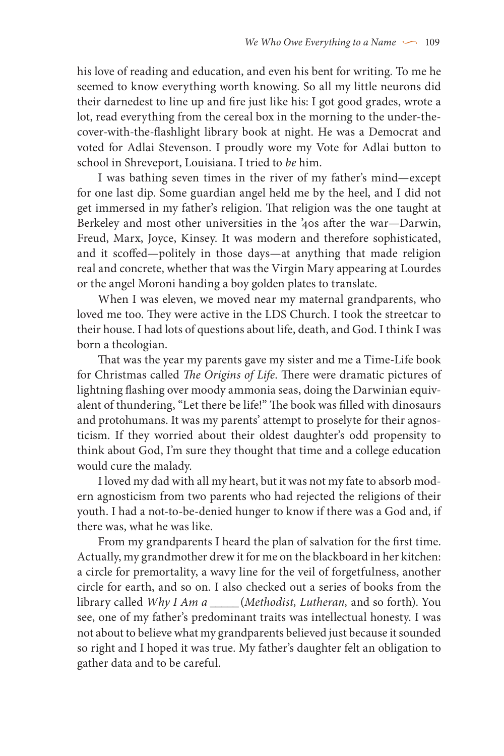his love of reading and education, and even his bent for writing. To me he seemed to know everything worth knowing. So all my little neurons did their darnedest to line up and fire just like his: I got good grades, wrote a lot, read everything from the cereal box in the morning to the under-the-cover-with-the-flashlight library book at night. He was a Democrat and voted for Adlai Stevenson. I proudly wore my Vote for Adlai button to school in Shreveport, Louisiana. I tried to *be* him.

I was bathing seven times in the river of my father's mind—except for one last dip. Some guardian angel held me by the heel, and I did not get immersed in my father's religion. That religion was the one taught at Berkeley and most other universities in the '40s after the war—Darwin, Freud, Marx, Joyce, Kinsey. It was modern and therefore sophisticated, and it scoffed—politely in those days—at anything that made religion real and concrete, whether that was the Virgin Mary appearing at Lourdes or the angel Moroni handing a boy golden plates to translate.

When I was eleven, we moved near my maternal grandparents, who loved me too. They were active in the LDS Church. I took the streetcar to their house. I had lots of questions about life, death, and God. I think I was born a theologian.

That was the year my parents gave my sister and me a Time-Life book for Christmas called *The Origins of Life*. There were dramatic pictures of lightning flashing over moody ammonia seas, doing the Darwinian equivalent of thundering, "Let there be life!" The book was filled with dinosaurs and protohumans. It was my parents' attempt to proselyte for their agnosticism. If they worried about their oldest daughter's odd propensity to think about God, I'm sure they thought that time and a college education would cure the malady.

I loved my dad with all my heart, but it was not my fate to absorb modern agnosticism from two parents who had rejected the religions of their youth. I had a not-to-be-denied hunger to know if there was a God and, if there was, what he was like.

From my grandparents I heard the plan of salvation for the first time. Actually, my grandmother drew it for me on the blackboard in her kitchen: a circle for premortality, a wavy line for the veil of forgetfulness, another circle for earth, and so on. I also checked out a series of books from the library called *Why I Am a* _____ (*Methodist, Lutheran,* and so forth). You see, one of my father's predominant traits was intellectual honesty. I was not about to believe what my grandparents believed just because it sounded so right and I hoped it was true. My father's daughter felt an obligation to gather data and to be careful.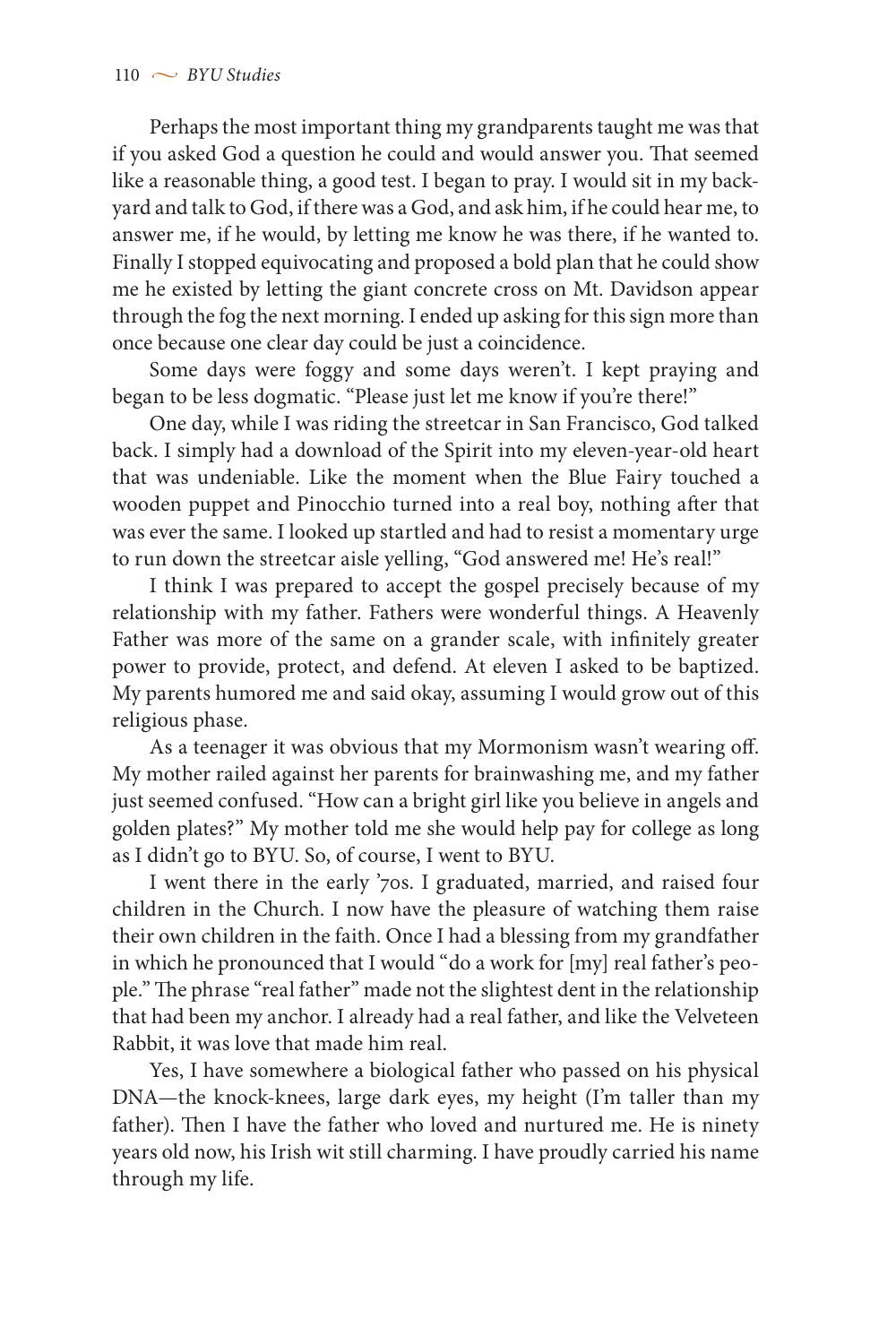Perhaps the most important thing my grandparents taught me was that if you asked God a question he could and would answer you. That seemed like a reasonable thing, a good test. I began to pray. I would sit in my backyard and talk to God, if there was a God, and ask him, if he could hear me, to answer me, if he would, by letting me know he was there, if he wanted to. Finally I stopped equivocating and proposed a bold plan that he could show me he existed by letting the giant concrete cross on Mt. Davidson appear through the fog the next morning. I ended up asking for this sign more than once because one clear day could be just a coincidence.

Some days were foggy and some days weren't. I kept praying and began to be less dogmatic. "Please just let me know if you're there!"

One day, while I was riding the streetcar in San Francisco, God talked back. I simply had a download of the Spirit into my eleven-year-old heart that was undeniable. Like the moment when the Blue Fairy touched a wooden puppet and Pinocchio turned into a real boy, nothing after that was ever the same. I looked up startled and had to resist a momentary urge to run down the streetcar aisle yelling, "God answered me! He's real!"

I think I was prepared to accept the gospel precisely because of my relationship with my father. Fathers were wonderful things. A Heavenly Father was more of the same on a grander scale, with infinitely greater power to provide, protect, and defend. At eleven I asked to be baptized. My parents humored me and said okay, assuming I would grow out of this religious phase.

As a teenager it was obvious that my Mormonism wasn't wearing off. My mother railed against her parents for brainwashing me, and my father just seemed confused. "How can a bright girl like you believe in angels and golden plates?" My mother told me she would help pay for college as long as I didn't go to BYU. So, of course, I went to BYU.

I went there in the early '70s. I graduated, married, and raised four children in the Church. I now have the pleasure of watching them raise their own children in the faith. Once I had a blessing from my grandfather in which he pronounced that I would "do a work for [my] real father's people." The phrase "real father" made not the slightest dent in the relationship that had been my anchor. I already had a real father, and like the Velveteen Rabbit, it was love that made him real.

Yes, I have somewhere a biological father who passed on his physical DNA—the knock-knees, large dark eyes, my height (I'm taller than my father). Then I have the father who loved and nurtured me. He is ninety years old now, his Irish wit still charming. I have proudly carried his name through my life.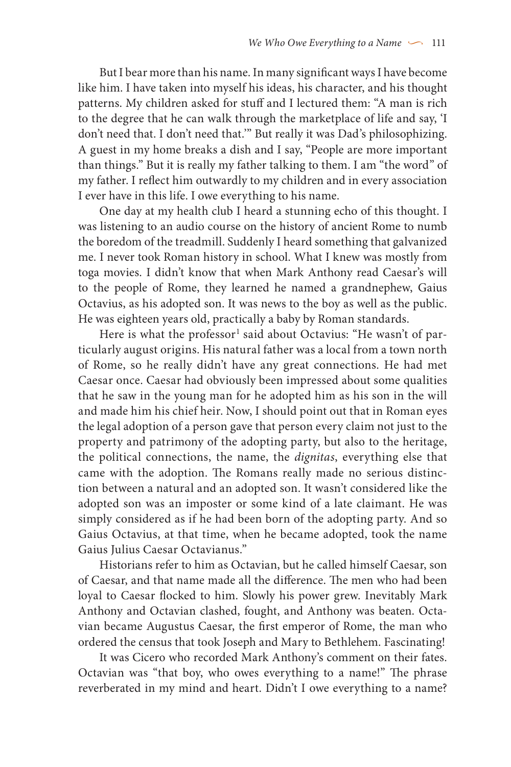But I bear more than his name. In many significant ways I have become like him. I have taken into myself his ideas, his character, and his thought patterns. My children asked for stuff and I lectured them: "A man is rich to the degree that he can walk through the marketplace of life and say, 'I don't need that. I don't need that.'" But really it was Dad's philosophizing. A guest in my home breaks a dish and I say, "People are more important than things." But it is really my father talking to them. I am "the word" of my father. I reflect him outwardly to my children and in every association I ever have in this life. I owe everything to his name.

One day at my health club I heard a stunning echo of this thought. I was listening to an audio course on the history of ancient Rome to numb the boredom of the treadmill. Suddenly I heard something that galvanized me. I never took Roman history in school. What I knew was mostly from toga movies. I didn't know that when Mark Anthony read Caesar's will to the people of Rome, they learned he named a grandnephew, Gaius Octavius, as his adopted son. It was news to the boy as well as the public. He was eighteen years old, practically a baby by Roman standards.

Here is what the professor[1] said about Octavius: "He wasn't of particularly august origins. His natural father was a local from a town north of Rome, so he really didn't have any great connections. He had met Caesar once. Caesar had obviously been impressed about some qualities that he saw in the young man for he adopted him as his son in the will and made him his chief heir. Now, I should point out that in Roman eyes the legal adoption of a person gave that person every claim not just to the property and patrimony of the adopting party, but also to the heritage, the political connections, the name, the *dignitas*, everything else that came with the adoption. The Romans really made no serious distinction between a natural and an adopted son. It wasn't considered like the adopted son was an imposter or some kind of a late claimant. He was simply considered as if he had been born of the adopting party. And so Gaius Octavius, at that time, when he became adopted, took the name Gaius Julius Caesar Octavianus."

Historians refer to him as Octavian, but he called himself Caesar, son of Caesar, and that name made all the difference. The men who had been loyal to Caesar flocked to him. Slowly his power grew. Inevitably Mark Anthony and Octavian clashed, fought, and Anthony was beaten. Octavian became Augustus Caesar, the first emperor of Rome, the man who ordered the census that took Joseph and Mary to Bethlehem. Fascinating!

It was Cicero who recorded Mark Anthony's comment on their fates. Octavian was "that boy, who owes everything to a name!" The phrase reverberated in my mind and heart. Didn't I owe everything to a name?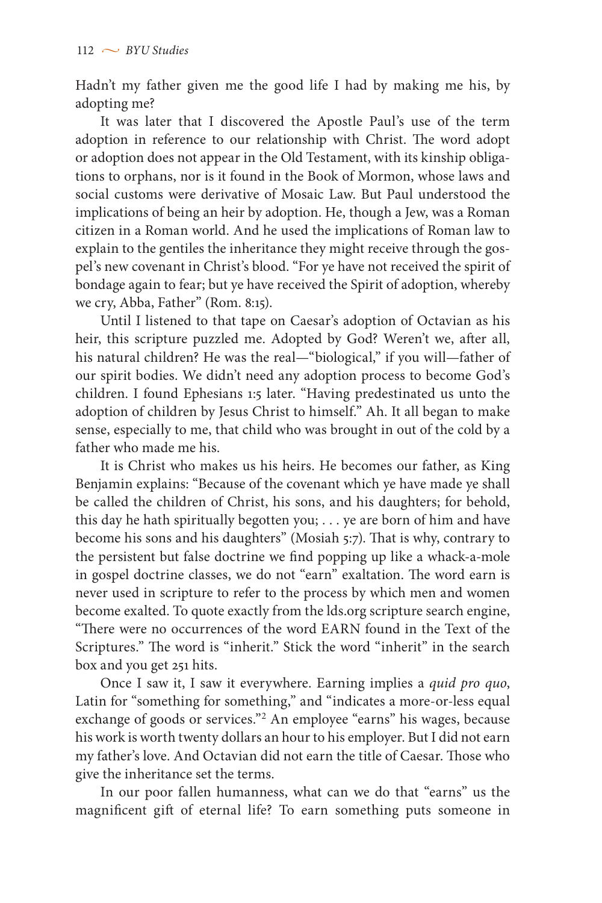Hadn't my father given me the good life I had by making me his, by adopting me?

It was later that I discovered the Apostle Paul's use of the term adoption in reference to our relationship with Christ. The word adopt or adoption does not appear in the Old Testament, with its kinship obligations to orphans, nor is it found in the Book of Mormon, whose laws and social customs were derivative of Mosaic Law. But Paul understood the implications of being an heir by adoption. He, though a Jew, was a Roman citizen in a Roman world. And he used the implications of Roman law to explain to the gentiles the inheritance they might receive through the gospel's new covenant in Christ's blood. "For ye have not received the spirit of bondage again to fear; but ye have received the Spirit of adoption, whereby we cry, Abba, Father" (Rom. 8:15).

Until I listened to that tape on Caesar's adoption of Octavian as his heir, this scripture puzzled me. Adopted by God? Weren't we, after all, his natural children? He was the real—"biological," if you will—father of our spirit bodies. We didn't need any adoption process to become God's children. I found Ephesians 1:5 later. "Having predestinated us unto the adoption of children by Jesus Christ to himself." Ah. It all began to make sense, especially to me, that child who was brought in out of the cold by a father who made me his.

It is Christ who makes us his heirs. He becomes our father, as King Benjamin explains: "Because of the covenant which ye have made ye shall be called the children of Christ, his sons, and his daughters; for behold, this day he hath spiritually begotten you; . . . ye are born of him and have become his sons and his daughters" (Mosiah 5:7). That is why, contrary to the persistent but false doctrine we find popping up like a whack-a-mole in gospel doctrine classes, we do not "earn" exaltation. The word earn is never used in scripture to refer to the process by which men and women become exalted. To quote exactly from the lds.org scripture search engine, "There were no occurrences of the word EARN found in the Text of the Scriptures." The word is "inherit." Stick the word "inherit" in the search box and you get 251 hits.

Once I saw it, I saw it everywhere. Earning implies a *quid pro quo*, Latin for "something for something," and "indicates a more-or-less equal exchange of goods or services."[2] An employee "earns" his wages, because his work is worth twenty dollars an hour to his employer. But I did not earn my father's love. And Octavian did not earn the title of Caesar. Those who give the inheritance set the terms.

In our poor fallen humanness, what can we do that "earns" us the magnificent gift of eternal life? To earn something puts someone in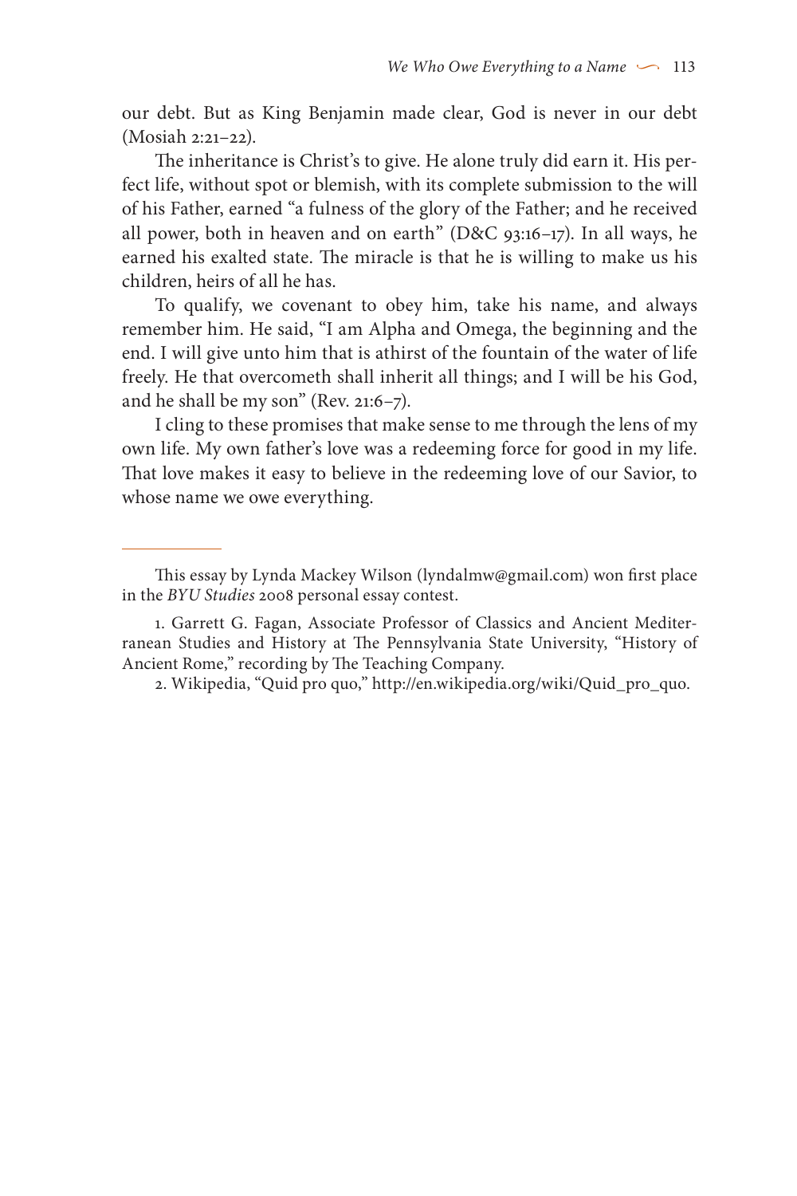our debt. But as King Benjamin made clear, God is never in our debt (Mosiah 2:21–22).

The inheritance is Christ's to give. He alone truly did earn it. His perfect life, without spot or blemish, with its complete submission to the will of his Father, earned "a fulness of the glory of the Father; and he received all power, both in heaven and on earth" (D&C 93:16–17). In all ways, he earned his exalted state. The miracle is that he is willing to make us his children, heirs of all he has.

To qualify, we covenant to obey him, take his name, and always remember him. He said, "I am Alpha and Omega, the beginning and the end. I will give unto him that is athirst of the fountain of the water of life freely. He that overcometh shall inherit all things; and I will be his God, and he shall be my son" (Rev. 21:6–7).

I cling to these promises that make sense to me through the lens of my own life. My own father's love was a redeeming force for good in my life. That love makes it easy to believe in the redeeming love of our Savior, to whose name we owe everything.

---

This essay by Lynda Mackey Wilson (lyndalmw@gmail.com) won first place in the *BYU Studies* 2008 personal essay contest.

1. Garrett G. Fagan, Associate Professor of Classics and Ancient Mediterranean Studies and History at The Pennsylvania State University, "History of Ancient Rome," recording by The Teaching Company.

2. Wikipedia, "Quid pro quo," http://en.wikipedia.org/wiki/Quid_pro_quo.